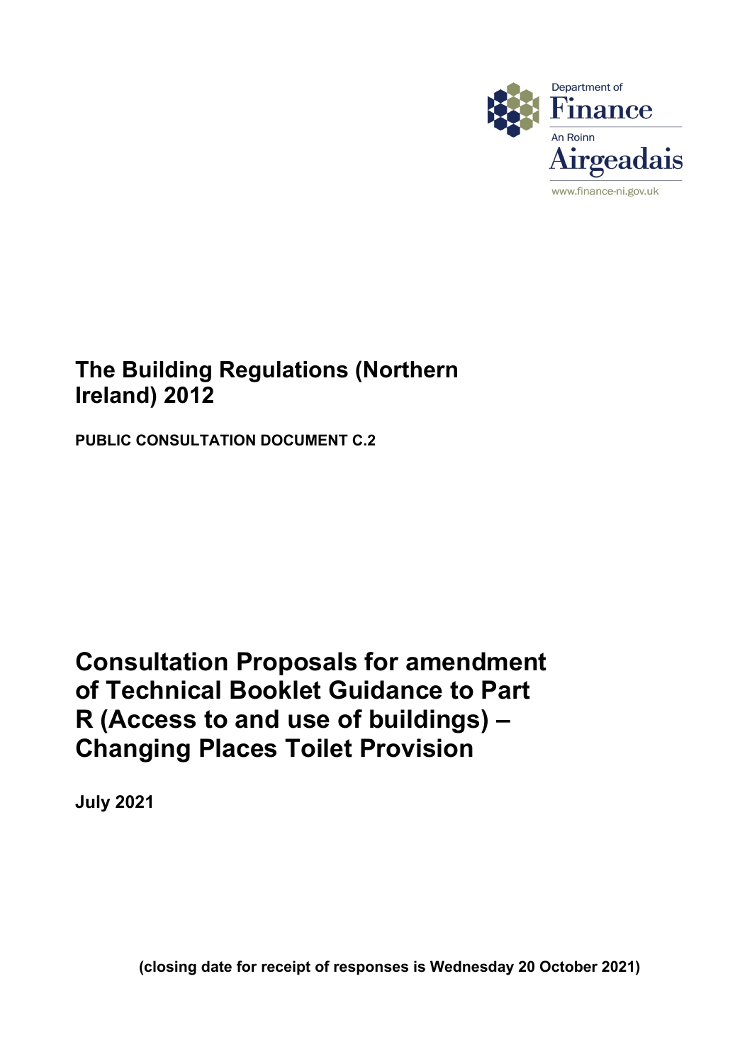Department of Finance

An Roinn Airgeadais

www.finance-ni.gov.uk

# The Building Regulations (Northern Ireland) 2012

**PUBLIC CONSULTATION DOCUMENT C.2**

# Consultation Proposals for amendment of Technical Booklet Guidance to Part R (Access to and use of buildings) – Changing Places Toilet Provision

**July 2021**

**(closing date for receipt of responses is Wednesday 20 October 2021)**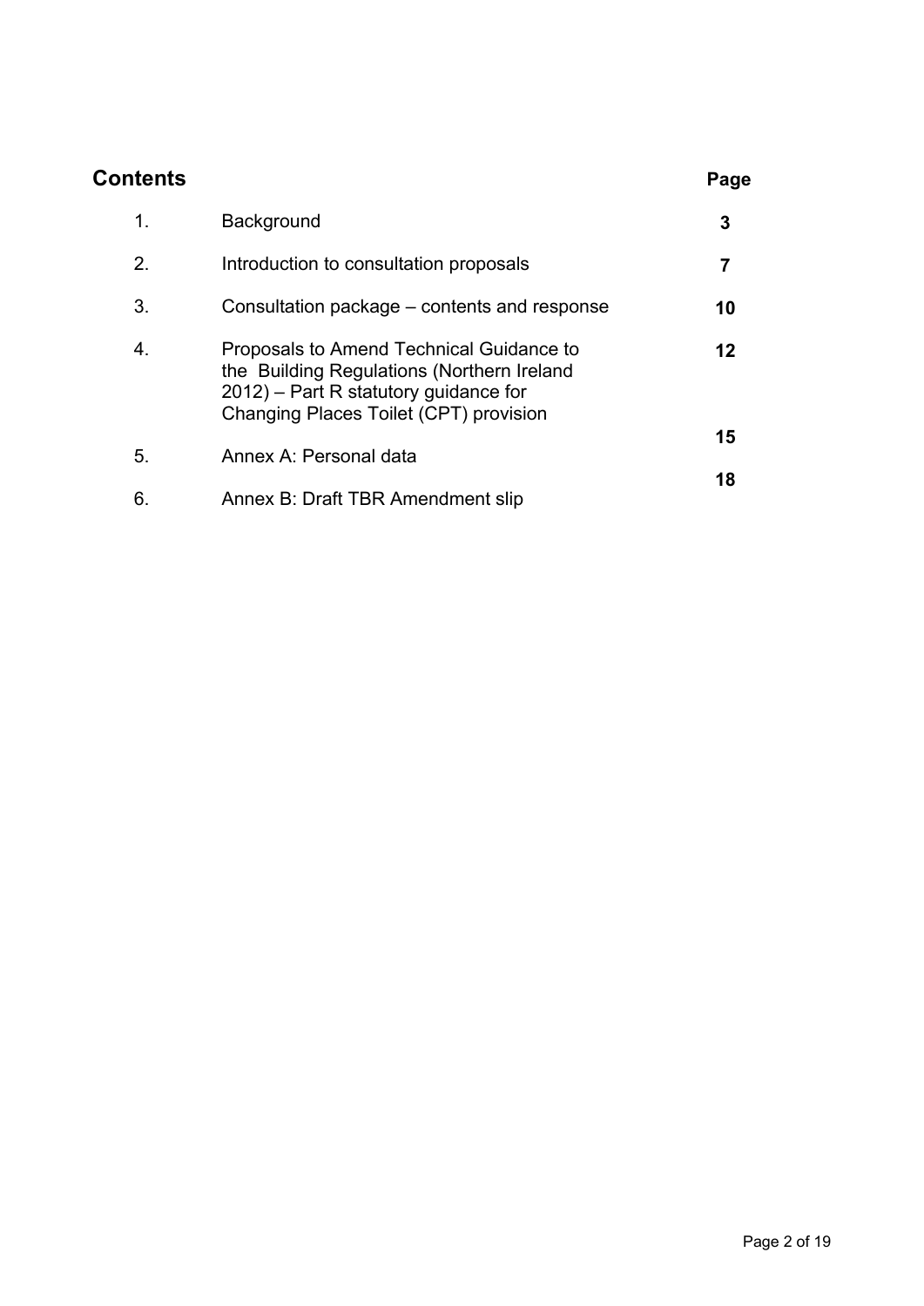## Contents

| | | Page |
|---|---|---|
| 1. | Background | **3** |
| 2. | Introduction to consultation proposals | **7** |
| 3. | Consultation package – contents and response | **10** |
| 4. | Proposals to Amend Technical Guidance to the Building Regulations (Northern Ireland 2012) – Part R statutory guidance for Changing Places Toilet (CPT) provision | **12** |
| 5. | Annex A: Personal data | **15** |
| 6. | Annex B: Draft TBR Amendment slip | **18** |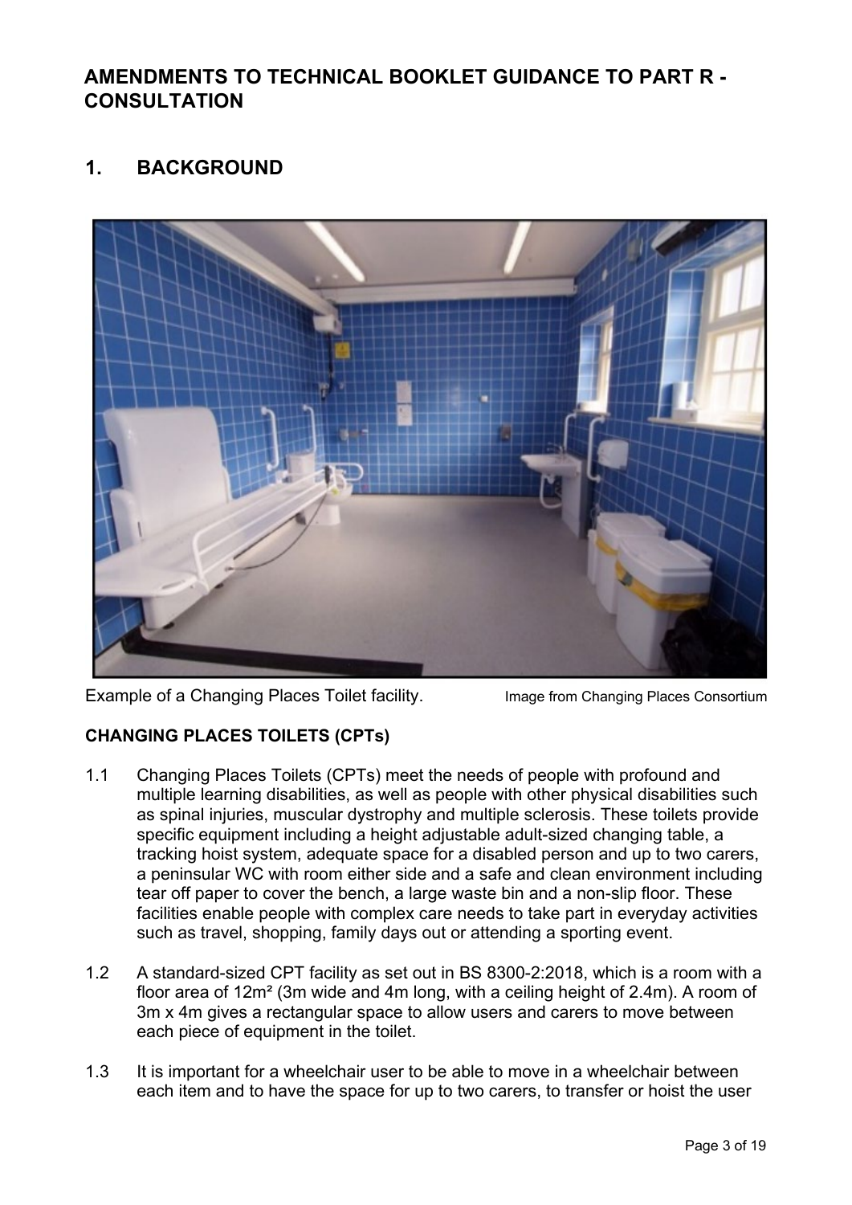## AMENDMENTS TO TECHNICAL BOOKLET GUIDANCE TO PART R - CONSULTATION

## 1. BACKGROUND

Example of a Changing Places Toilet facility. Image from Changing Places Consortium

### CHANGING PLACES TOILETS (CPTs)

1.1 Changing Places Toilets (CPTs) meet the needs of people with profound and multiple learning disabilities, as well as people with other physical disabilities such as spinal injuries, muscular dystrophy and multiple sclerosis. These toilets provide specific equipment including a height adjustable adult-sized changing table, a tracking hoist system, adequate space for a disabled person and up to two carers, a peninsular WC with room either side and a safe and clean environment including tear off paper to cover the bench, a large waste bin and a non-slip floor. These facilities enable people with complex care needs to take part in everyday activities such as travel, shopping, family days out or attending a sporting event.

1.2 A standard-sized CPT facility as set out in BS 8300-2:2018, which is a room with a floor area of 12m² (3m wide and 4m long, with a ceiling height of 2.4m). A room of 3m x 4m gives a rectangular space to allow users and carers to move between each piece of equipment in the toilet.

1.3 It is important for a wheelchair user to be able to move in a wheelchair between each item and to have the space for up to two carers, to transfer or hoist the user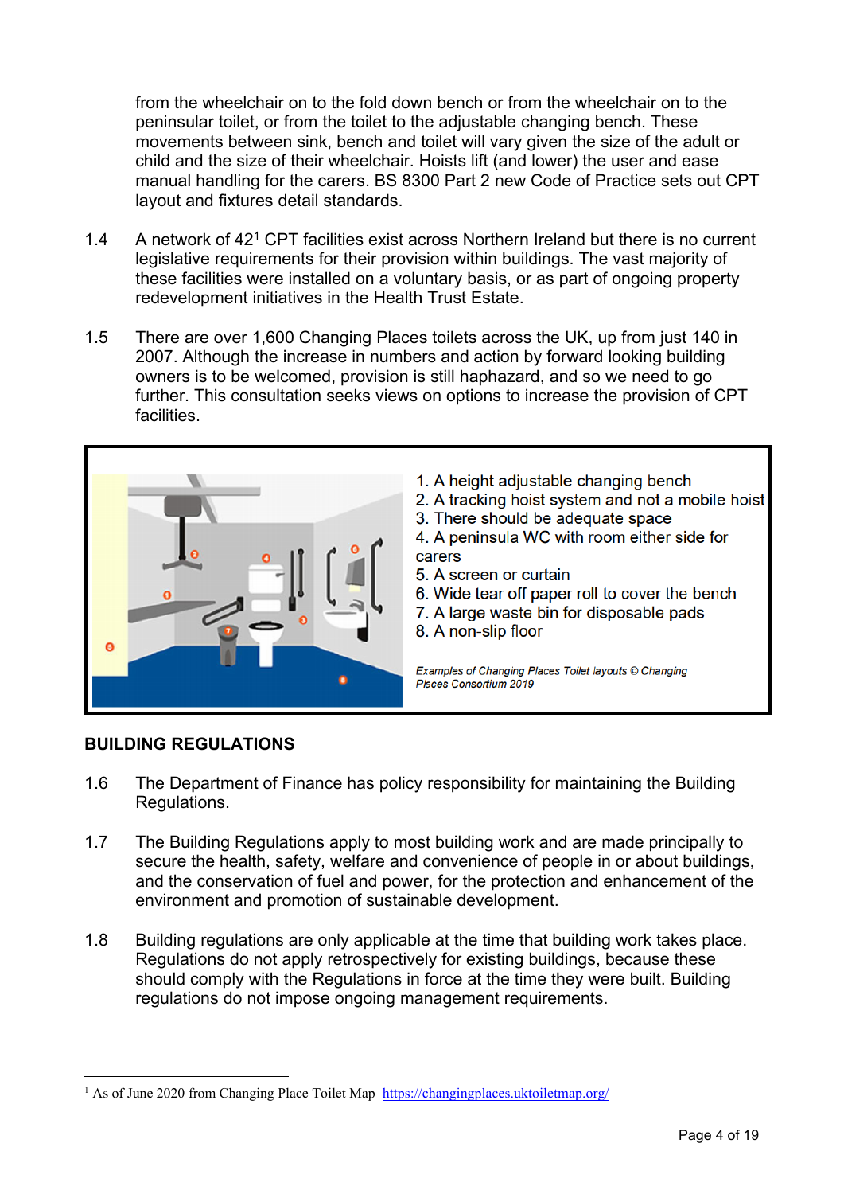from the wheelchair on to the fold down bench or from the wheelchair on to the peninsular toilet, or from the toilet to the adjustable changing bench. These movements between sink, bench and toilet will vary given the size of the adult or child and the size of their wheelchair. Hoists lift (and lower) the user and ease manual handling for the carers. BS 8300 Part 2 new Code of Practice sets out CPT layout and fixtures detail standards.

1.4 A network of 42[1] CPT facilities exist across Northern Ireland but there is no current legislative requirements for their provision within buildings. The vast majority of these facilities were installed on a voluntary basis, or as part of ongoing property redevelopment initiatives in the Health Trust Estate.

1.5 There are over 1,600 Changing Places toilets across the UK, up from just 140 in 2007. Although the increase in numbers and action by forward looking building owners is to be welcomed, provision is still haphazard, and so we need to go further. This consultation seeks views on options to increase the provision of CPT facilities.

1. A height adjustable changing bench
2. A tracking hoist system and not a mobile hoist
3. There should be adequate space
4. A peninsula WC with room either side for carers
5. A screen or curtain
6. Wide tear off paper roll to cover the bench
7. A large waste bin for disposable pads
8. A non-slip floor

*Examples of Changing Places Toilet layouts © Changing Places Consortium 2019*

## BUILDING REGULATIONS

1.6 The Department of Finance has policy responsibility for maintaining the Building Regulations.

1.7 The Building Regulations apply to most building work and are made principally to secure the health, safety, welfare and convenience of people in or about buildings, and the conservation of fuel and power, for the protection and enhancement of the environment and promotion of sustainable development.

1.8 Building regulations are only applicable at the time that building work takes place. Regulations do not apply retrospectively for existing buildings, because these should comply with the Regulations in force at the time they were built. Building regulations do not impose ongoing management requirements.

[1] As of June 2020 from Changing Place Toilet Map https://changingplaces.uktoiletmap.org/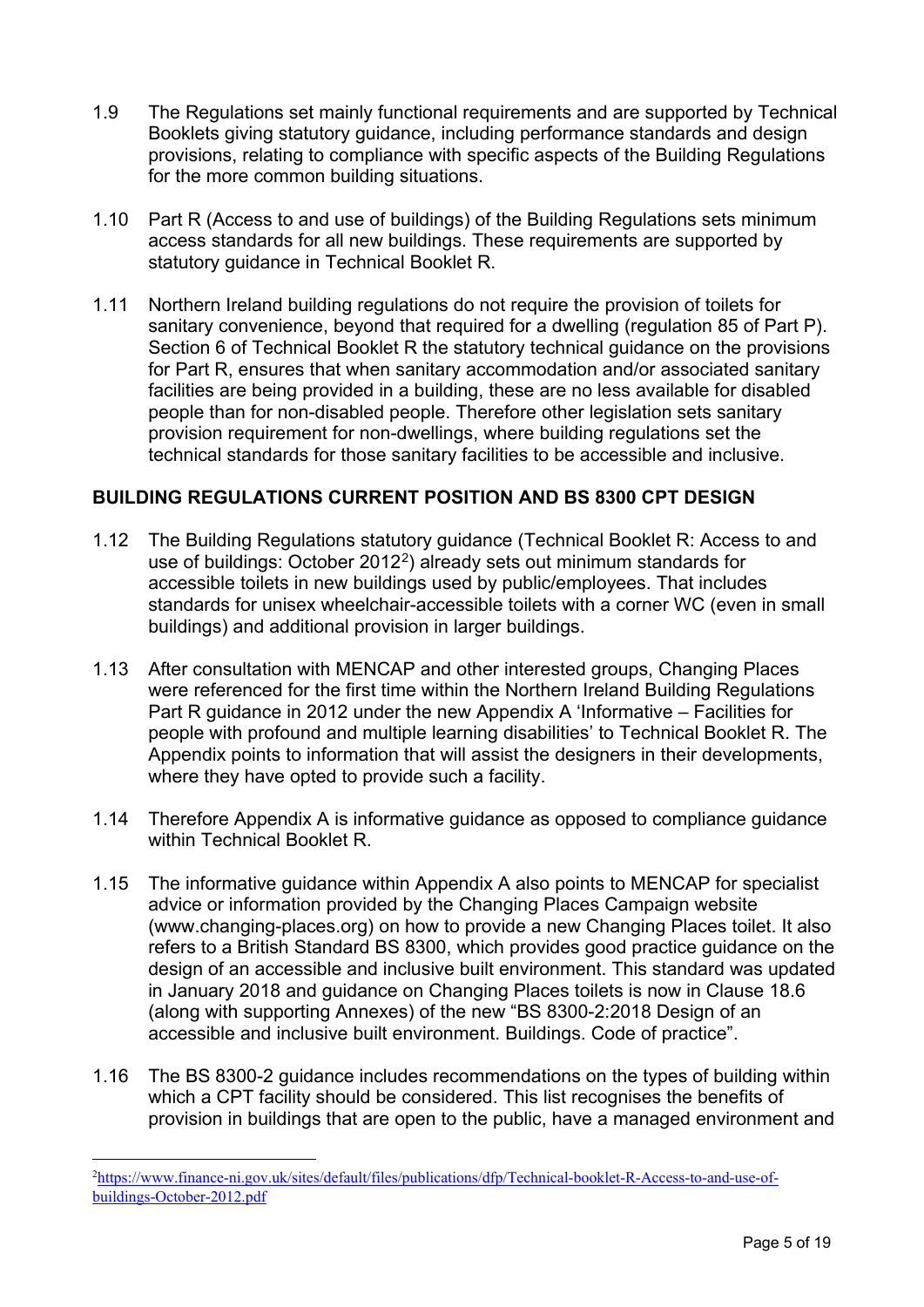1.9 The Regulations set mainly functional requirements and are supported by Technical Booklets giving statutory guidance, including performance standards and design provisions, relating to compliance with specific aspects of the Building Regulations for the more common building situations.

1.10 Part R (Access to and use of buildings) of the Building Regulations sets minimum access standards for all new buildings. These requirements are supported by statutory guidance in Technical Booklet R.

1.11 Northern Ireland building regulations do not require the provision of toilets for sanitary convenience, beyond that required for a dwelling (regulation 85 of Part P). Section 6 of Technical Booklet R the statutory technical guidance on the provisions for Part R, ensures that when sanitary accommodation and/or associated sanitary facilities are being provided in a building, these are no less available for disabled people than for non-disabled people. Therefore other legislation sets sanitary provision requirement for non-dwellings, where building regulations set the technical standards for those sanitary facilities to be accessible and inclusive.

## BUILDING REGULATIONS CURRENT POSITION AND BS 8300 CPT DESIGN

1.12 The Building Regulations statutory guidance (Technical Booklet R: Access to and use of buildings: October 2012[2]) already sets out minimum standards for accessible toilets in new buildings used by public/employees. That includes standards for unisex wheelchair-accessible toilets with a corner WC (even in small buildings) and additional provision in larger buildings.

1.13 After consultation with MENCAP and other interested groups, Changing Places were referenced for the first time within the Northern Ireland Building Regulations Part R guidance in 2012 under the new Appendix A 'Informative – Facilities for people with profound and multiple learning disabilities' to Technical Booklet R. The Appendix points to information that will assist the designers in their developments, where they have opted to provide such a facility.

1.14 Therefore Appendix A is informative guidance as opposed to compliance guidance within Technical Booklet R.

1.15 The informative guidance within Appendix A also points to MENCAP for specialist advice or information provided by the Changing Places Campaign website (www.changing-places.org) on how to provide a new Changing Places toilet. It also refers to a British Standard BS 8300, which provides good practice guidance on the design of an accessible and inclusive built environment. This standard was updated in January 2018 and guidance on Changing Places toilets is now in Clause 18.6 (along with supporting Annexes) of the new "BS 8300-2:2018 Design of an accessible and inclusive built environment. Buildings. Code of practice".

1.16 The BS 8300-2 guidance includes recommendations on the types of building within which a CPT facility should be considered. This list recognises the benefits of provision in buildings that are open to the public, have a managed environment and

---

[2] https://www.finance-ni.gov.uk/sites/default/files/publications/dfp/Technical-booklet-R-Access-to-and-use-of-buildings-October-2012.pdf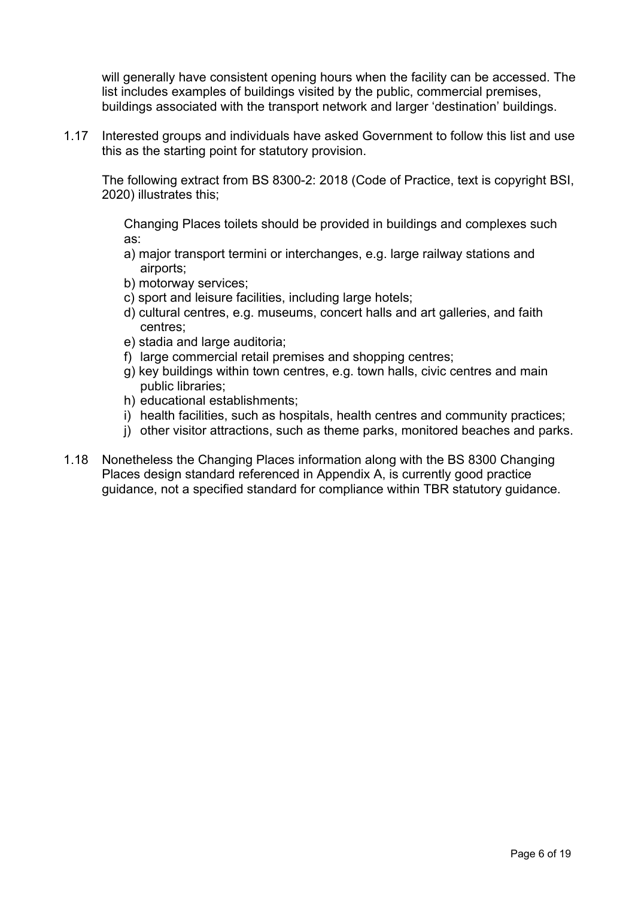will generally have consistent opening hours when the facility can be accessed. The list includes examples of buildings visited by the public, commercial premises, buildings associated with the transport network and larger 'destination' buildings.

1.17 Interested groups and individuals have asked Government to follow this list and use this as the starting point for statutory provision.

The following extract from BS 8300-2: 2018 (Code of Practice, text is copyright BSI, 2020) illustrates this;

> Changing Places toilets should be provided in buildings and complexes such as:
>
> a) major transport termini or interchanges, e.g. large railway stations and airports;
> b) motorway services;
> c) sport and leisure facilities, including large hotels;
> d) cultural centres, e.g. museums, concert halls and art galleries, and faith centres;
> e) stadia and large auditoria;
> f) large commercial retail premises and shopping centres;
> g) key buildings within town centres, e.g. town halls, civic centres and main public libraries;
> h) educational establishments;
> i) health facilities, such as hospitals, health centres and community practices;
> j) other visitor attractions, such as theme parks, monitored beaches and parks.

1.18 Nonetheless the Changing Places information along with the BS 8300 Changing Places design standard referenced in Appendix A, is currently good practice guidance, not a specified standard for compliance within TBR statutory guidance.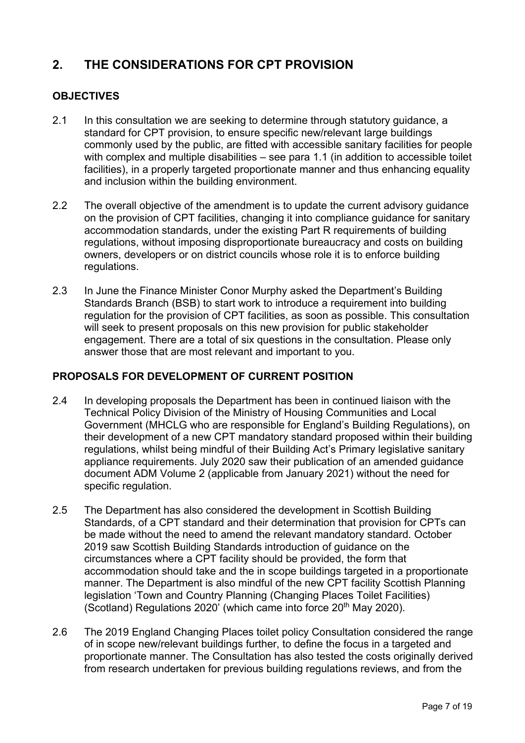## 2. THE CONSIDERATIONS FOR CPT PROVISION

### OBJECTIVES

2.1 In this consultation we are seeking to determine through statutory guidance, a standard for CPT provision, to ensure specific new/relevant large buildings commonly used by the public, are fitted with accessible sanitary facilities for people with complex and multiple disabilities – see para 1.1 (in addition to accessible toilet facilities), in a properly targeted proportionate manner and thus enhancing equality and inclusion within the building environment.

2.2 The overall objective of the amendment is to update the current advisory guidance on the provision of CPT facilities, changing it into compliance guidance for sanitary accommodation standards, under the existing Part R requirements of building regulations, without imposing disproportionate bureaucracy and costs on building owners, developers or on district councils whose role it is to enforce building regulations.

2.3 In June the Finance Minister Conor Murphy asked the Department's Building Standards Branch (BSB) to start work to introduce a requirement into building regulation for the provision of CPT facilities, as soon as possible. This consultation will seek to present proposals on this new provision for public stakeholder engagement. There are a total of six questions in the consultation. Please only answer those that are most relevant and important to you.

### PROPOSALS FOR DEVELOPMENT OF CURRENT POSITION

2.4 In developing proposals the Department has been in continued liaison with the Technical Policy Division of the Ministry of Housing Communities and Local Government (MHCLG who are responsible for England's Building Regulations), on their development of a new CPT mandatory standard proposed within their building regulations, whilst being mindful of their Building Act's Primary legislative sanitary appliance requirements. July 2020 saw their publication of an amended guidance document ADM Volume 2 (applicable from January 2021) without the need for specific regulation.

2.5 The Department has also considered the development in Scottish Building Standards, of a CPT standard and their determination that provision for CPTs can be made without the need to amend the relevant mandatory standard. October 2019 saw Scottish Building Standards introduction of guidance on the circumstances where a CPT facility should be provided, the form that accommodation should take and the in scope buildings targeted in a proportionate manner. The Department is also mindful of the new CPT facility Scottish Planning legislation 'Town and Country Planning (Changing Places Toilet Facilities) (Scotland) Regulations 2020' (which came into force 20th May 2020).

2.6 The 2019 England Changing Places toilet policy Consultation considered the range of in scope new/relevant buildings further, to define the focus in a targeted and proportionate manner. The Consultation has also tested the costs originally derived from research undertaken for previous building regulations reviews, and from the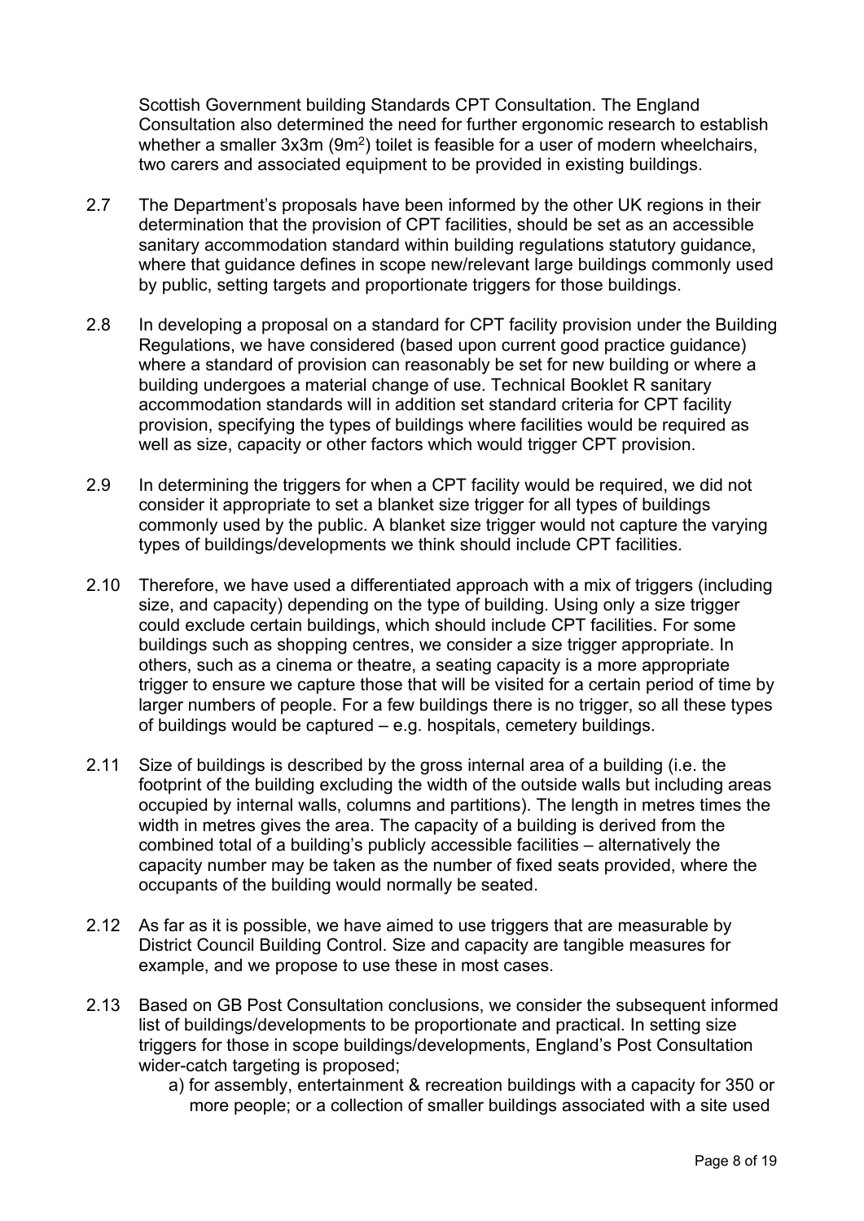Scottish Government building Standards CPT Consultation. The England Consultation also determined the need for further ergonomic research to establish whether a smaller 3x3m ($9m^2$) toilet is feasible for a user of modern wheelchairs, two carers and associated equipment to be provided in existing buildings.

2.7 The Department's proposals have been informed by the other UK regions in their determination that the provision of CPT facilities, should be set as an accessible sanitary accommodation standard within building regulations statutory guidance, where that guidance defines in scope new/relevant large buildings commonly used by public, setting targets and proportionate triggers for those buildings.

2.8 In developing a proposal on a standard for CPT facility provision under the Building Regulations, we have considered (based upon current good practice guidance) where a standard of provision can reasonably be set for new building or where a building undergoes a material change of use. Technical Booklet R sanitary accommodation standards will in addition set standard criteria for CPT facility provision, specifying the types of buildings where facilities would be required as well as size, capacity or other factors which would trigger CPT provision.

2.9 In determining the triggers for when a CPT facility would be required, we did not consider it appropriate to set a blanket size trigger for all types of buildings commonly used by the public. A blanket size trigger would not capture the varying types of buildings/developments we think should include CPT facilities.

2.10 Therefore, we have used a differentiated approach with a mix of triggers (including size, and capacity) depending on the type of building. Using only a size trigger could exclude certain buildings, which should include CPT facilities. For some buildings such as shopping centres, we consider a size trigger appropriate. In others, such as a cinema or theatre, a seating capacity is a more appropriate trigger to ensure we capture those that will be visited for a certain period of time by larger numbers of people. For a few buildings there is no trigger, so all these types of buildings would be captured – e.g. hospitals, cemetery buildings.

2.11 Size of buildings is described by the gross internal area of a building (i.e. the footprint of the building excluding the width of the outside walls but including areas occupied by internal walls, columns and partitions). The length in metres times the width in metres gives the area. The capacity of a building is derived from the combined total of a building's publicly accessible facilities – alternatively the capacity number may be taken as the number of fixed seats provided, where the occupants of the building would normally be seated.

2.12 As far as it is possible, we have aimed to use triggers that are measurable by District Council Building Control. Size and capacity are tangible measures for example, and we propose to use these in most cases.

2.13 Based on GB Post Consultation conclusions, we consider the subsequent informed list of buildings/developments to be proportionate and practical. In setting size triggers for those in scope buildings/developments, England's Post Consultation wider-catch targeting is proposed;

a) for assembly, entertainment & recreation buildings with a capacity for 350 or more people; or a collection of smaller buildings associated with a site used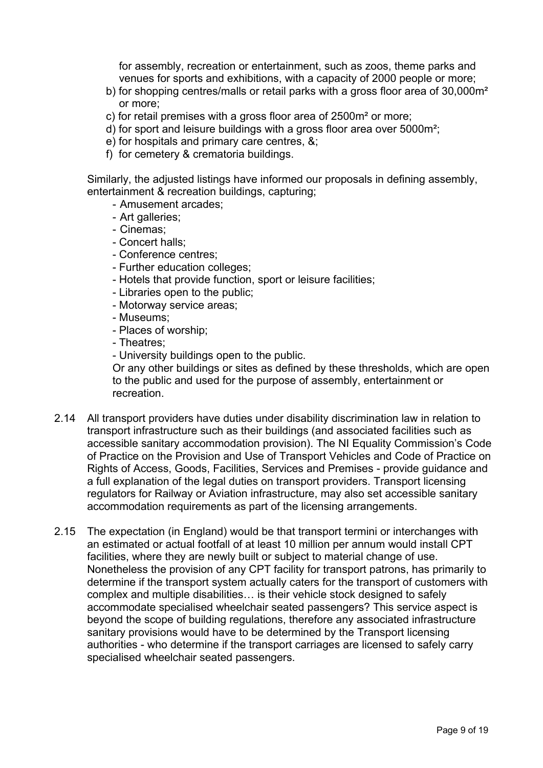for assembly, recreation or entertainment, such as zoos, theme parks and venues for sports and exhibitions, with a capacity of 2000 people or more;

b) for shopping centres/malls or retail parks with a gross floor area of 30,000m² or more;
c) for retail premises with a gross floor area of 2500m² or more;
d) for sport and leisure buildings with a gross floor area over 5000m²;
e) for hospitals and primary care centres, &;
f) for cemetery & crematoria buildings.

Similarly, the adjusted listings have informed our proposals in defining assembly, entertainment & recreation buildings, capturing;

- Amusement arcades;
- Art galleries;
- Cinemas;
- Concert halls;
- Conference centres;
- Further education colleges;
- Hotels that provide function, sport or leisure facilities;
- Libraries open to the public;
- Motorway service areas;
- Museums;
- Places of worship;
- Theatres;
- University buildings open to the public.

Or any other buildings or sites as defined by these thresholds, which are open to the public and used for the purpose of assembly, entertainment or recreation.

2.14 All transport providers have duties under disability discrimination law in relation to transport infrastructure such as their buildings (and associated facilities such as accessible sanitary accommodation provision). The NI Equality Commission's Code of Practice on the Provision and Use of Transport Vehicles and Code of Practice on Rights of Access, Goods, Facilities, Services and Premises - provide guidance and a full explanation of the legal duties on transport providers. Transport licensing regulators for Railway or Aviation infrastructure, may also set accessible sanitary accommodation requirements as part of the licensing arrangements.

2.15 The expectation (in England) would be that transport termini or interchanges with an estimated or actual footfall of at least 10 million per annum would install CPT facilities, where they are newly built or subject to material change of use. Nonetheless the provision of any CPT facility for transport patrons, has primarily to determine if the transport system actually caters for the transport of customers with complex and multiple disabilities… is their vehicle stock designed to safely accommodate specialised wheelchair seated passengers? This service aspect is beyond the scope of building regulations, therefore any associated infrastructure sanitary provisions would have to be determined by the Transport licensing authorities - who determine if the transport carriages are licensed to safely carry specialised wheelchair seated passengers.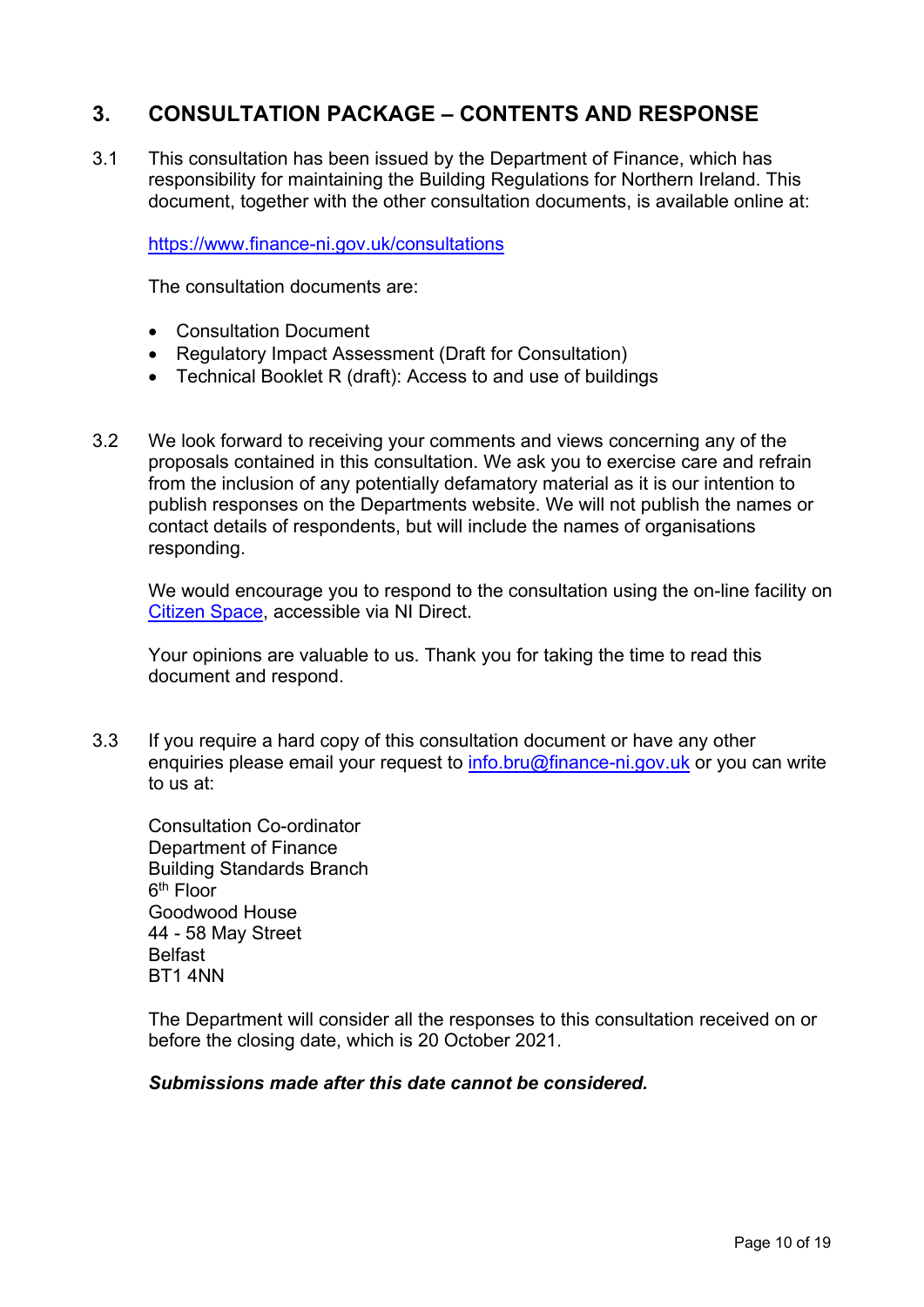## 3. CONSULTATION PACKAGE – CONTENTS AND RESPONSE

3.1 This consultation has been issued by the Department of Finance, which has responsibility for maintaining the Building Regulations for Northern Ireland. This document, together with the other consultation documents, is available online at:

[https://www.finance-ni.gov.uk/consultations](https://www.finance-ni.gov.uk/consultations)

The consultation documents are:

- Consultation Document
- Regulatory Impact Assessment (Draft for Consultation)
- Technical Booklet R (draft): Access to and use of buildings

3.2 We look forward to receiving your comments and views concerning any of the proposals contained in this consultation. We ask you to exercise care and refrain from the inclusion of any potentially defamatory material as it is our intention to publish responses on the Departments website. We will not publish the names or contact details of respondents, but will include the names of organisations responding.

We would encourage you to respond to the consultation using the on-line facility on Citizen Space, accessible via NI Direct.

Your opinions are valuable to us. Thank you for taking the time to read this document and respond.

3.3 If you require a hard copy of this consultation document or have any other enquiries please email your request to info.bru@finance-ni.gov.uk or you can write to us at:

Consultation Co-ordinator
Department of Finance
Building Standards Branch
6th Floor
Goodwood House
44 - 58 May Street
Belfast
BT1 4NN

The Department will consider all the responses to this consultation received on or before the closing date, which is 20 October 2021.

***Submissions made after this date cannot be considered.***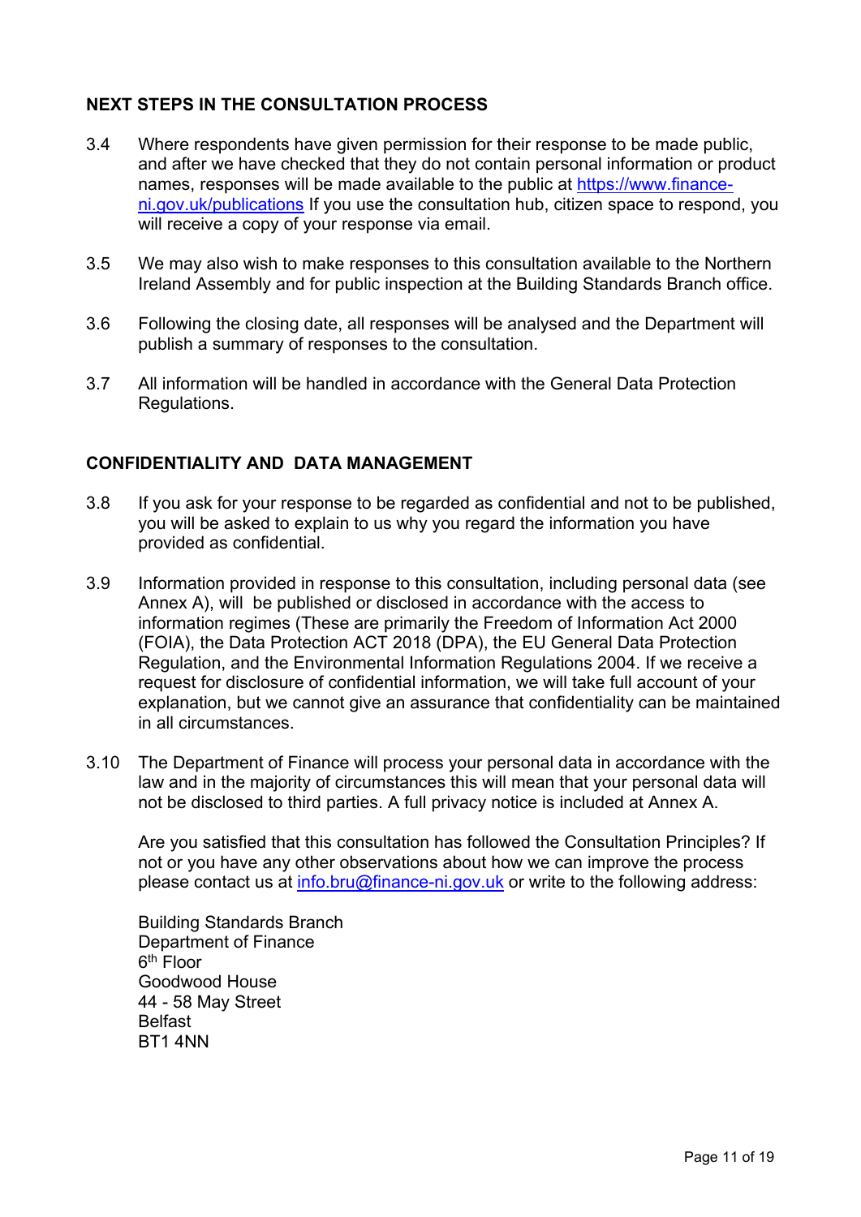## NEXT STEPS IN THE CONSULTATION PROCESS

3.4 Where respondents have given permission for their response to be made public, and after we have checked that they do not contain personal information or product names, responses will be made available to the public at [https://www.finance-ni.gov.uk/publications](https://www.finance-ni.gov.uk/publications) If you use the consultation hub, citizen space to respond, you will receive a copy of your response via email.

3.5 We may also wish to make responses to this consultation available to the Northern Ireland Assembly and for public inspection at the Building Standards Branch office.

3.6 Following the closing date, all responses will be analysed and the Department will publish a summary of responses to the consultation.

3.7 All information will be handled in accordance with the General Data Protection Regulations.

## CONFIDENTIALITY AND DATA MANAGEMENT

3.8 If you ask for your response to be regarded as confidential and not to be published, you will be asked to explain to us why you regard the information you have provided as confidential.

3.9 Information provided in response to this consultation, including personal data (see Annex A), will be published or disclosed in accordance with the access to information regimes (These are primarily the Freedom of Information Act 2000 (FOIA), the Data Protection ACT 2018 (DPA), the EU General Data Protection Regulation, and the Environmental Information Regulations 2004. If we receive a request for disclosure of confidential information, we will take full account of your explanation, but we cannot give an assurance that confidentiality can be maintained in all circumstances.

3.10 The Department of Finance will process your personal data in accordance with the law and in the majority of circumstances this will mean that your personal data will not be disclosed to third parties. A full privacy notice is included at Annex A.

Are you satisfied that this consultation has followed the Consultation Principles? If not or you have any other observations about how we can improve the process please contact us at [info.bru@finance-ni.gov.uk](mailto:info.bru@finance-ni.gov.uk) or write to the following address:

Building Standards Branch
Department of Finance
6th Floor
Goodwood House
44 - 58 May Street
Belfast
BT1 4NN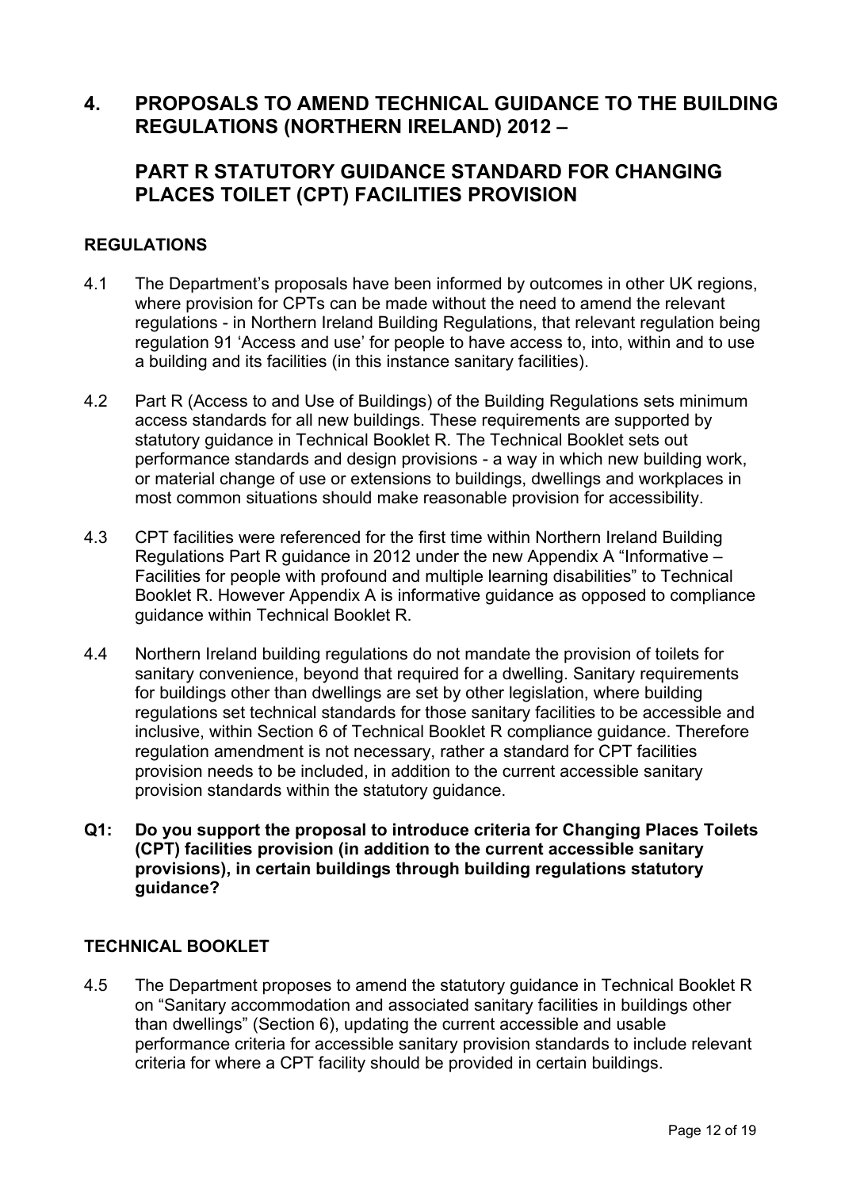# 4. PROPOSALS TO AMEND TECHNICAL GUIDANCE TO THE BUILDING REGULATIONS (NORTHERN IRELAND) 2012 –

# PART R STATUTORY GUIDANCE STANDARD FOR CHANGING PLACES TOILET (CPT) FACILITIES PROVISION

## REGULATIONS

4.1 The Department's proposals have been informed by outcomes in other UK regions, where provision for CPTs can be made without the need to amend the relevant regulations - in Northern Ireland Building Regulations, that relevant regulation being regulation 91 'Access and use' for people to have access to, into, within and to use a building and its facilities (in this instance sanitary facilities).

4.2 Part R (Access to and Use of Buildings) of the Building Regulations sets minimum access standards for all new buildings. These requirements are supported by statutory guidance in Technical Booklet R. The Technical Booklet sets out performance standards and design provisions - a way in which new building work, or material change of use or extensions to buildings, dwellings and workplaces in most common situations should make reasonable provision for accessibility.

4.3 CPT facilities were referenced for the first time within Northern Ireland Building Regulations Part R guidance in 2012 under the new Appendix A "Informative – Facilities for people with profound and multiple learning disabilities" to Technical Booklet R. However Appendix A is informative guidance as opposed to compliance guidance within Technical Booklet R.

4.4 Northern Ireland building regulations do not mandate the provision of toilets for sanitary convenience, beyond that required for a dwelling. Sanitary requirements for buildings other than dwellings are set by other legislation, where building regulations set technical standards for those sanitary facilities to be accessible and inclusive, within Section 6 of Technical Booklet R compliance guidance. Therefore regulation amendment is not necessary, rather a standard for CPT facilities provision needs to be included, in addition to the current accessible sanitary provision standards within the statutory guidance.

**Q1: Do you support the proposal to introduce criteria for Changing Places Toilets (CPT) facilities provision (in addition to the current accessible sanitary provisions), in certain buildings through building regulations statutory guidance?**

## TECHNICAL BOOKLET

4.5 The Department proposes to amend the statutory guidance in Technical Booklet R on "Sanitary accommodation and associated sanitary facilities in buildings other than dwellings" (Section 6), updating the current accessible and usable performance criteria for accessible sanitary provision standards to include relevant criteria for where a CPT facility should be provided in certain buildings.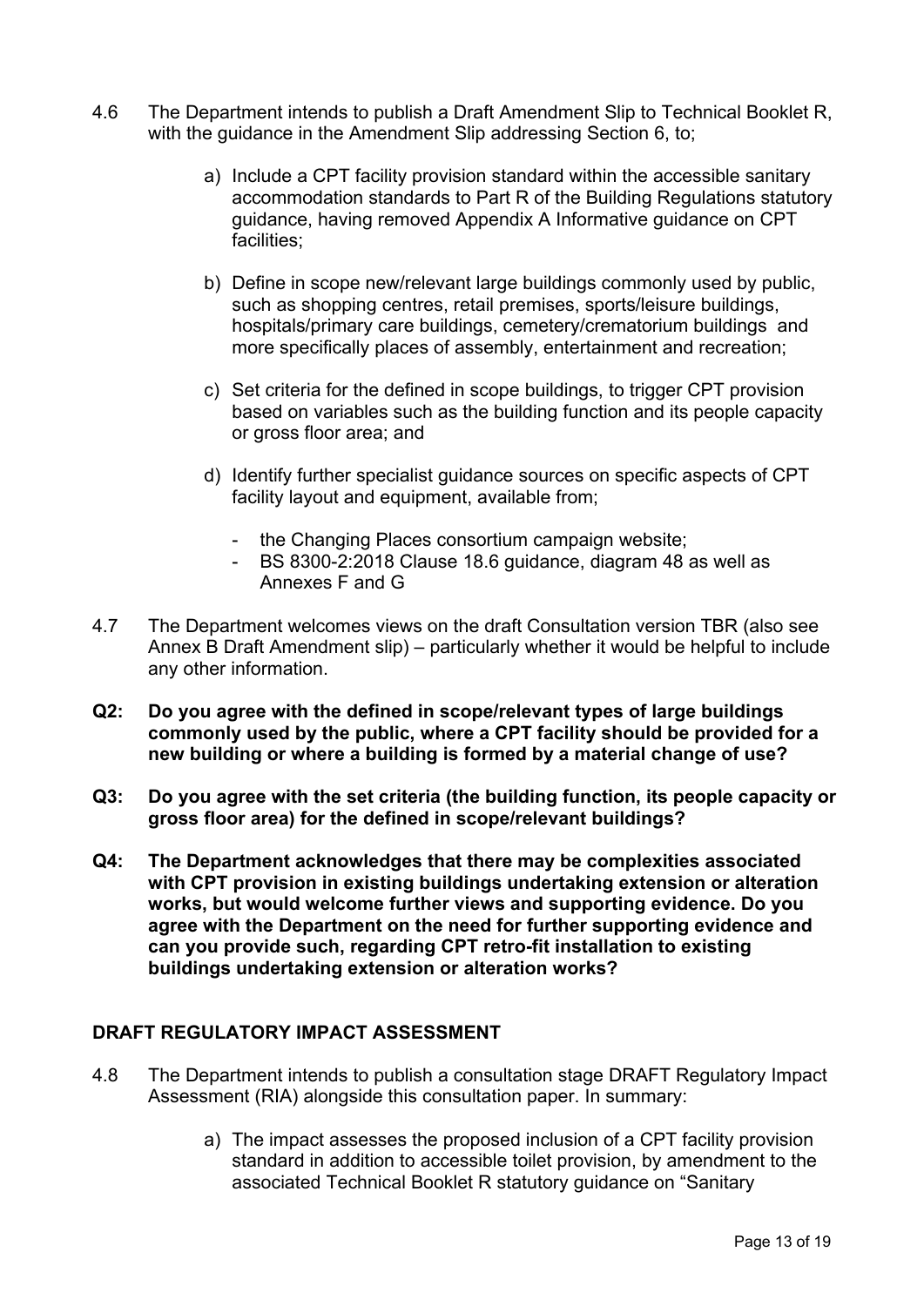4.6 The Department intends to publish a Draft Amendment Slip to Technical Booklet R, with the guidance in the Amendment Slip addressing Section 6, to;

a) Include a CPT facility provision standard within the accessible sanitary accommodation standards to Part R of the Building Regulations statutory guidance, having removed Appendix A Informative guidance on CPT facilities;

b) Define in scope new/relevant large buildings commonly used by public, such as shopping centres, retail premises, sports/leisure buildings, hospitals/primary care buildings, cemetery/crematorium buildings and more specifically places of assembly, entertainment and recreation;

c) Set criteria for the defined in scope buildings, to trigger CPT provision based on variables such as the building function and its people capacity or gross floor area; and

d) Identify further specialist guidance sources on specific aspects of CPT facility layout and equipment, available from;

- the Changing Places consortium campaign website;
- BS 8300-2:2018 Clause 18.6 guidance, diagram 48 as well as Annexes F and G

4.7 The Department welcomes views on the draft Consultation version TBR (also see Annex B Draft Amendment slip) – particularly whether it would be helpful to include any other information.

**Q2: Do you agree with the defined in scope/relevant types of large buildings commonly used by the public, where a CPT facility should be provided for a new building or where a building is formed by a material change of use?**

**Q3: Do you agree with the set criteria (the building function, its people capacity or gross floor area) for the defined in scope/relevant buildings?**

**Q4: The Department acknowledges that there may be complexities associated with CPT provision in existing buildings undertaking extension or alteration works, but would welcome further views and supporting evidence. Do you agree with the Department on the need for further supporting evidence and can you provide such, regarding CPT retro-fit installation to existing buildings undertaking extension or alteration works?**

## DRAFT REGULATORY IMPACT ASSESSMENT

4.8 The Department intends to publish a consultation stage DRAFT Regulatory Impact Assessment (RIA) alongside this consultation paper. In summary:

a) The impact assesses the proposed inclusion of a CPT facility provision standard in addition to accessible toilet provision, by amendment to the associated Technical Booklet R statutory guidance on "Sanitary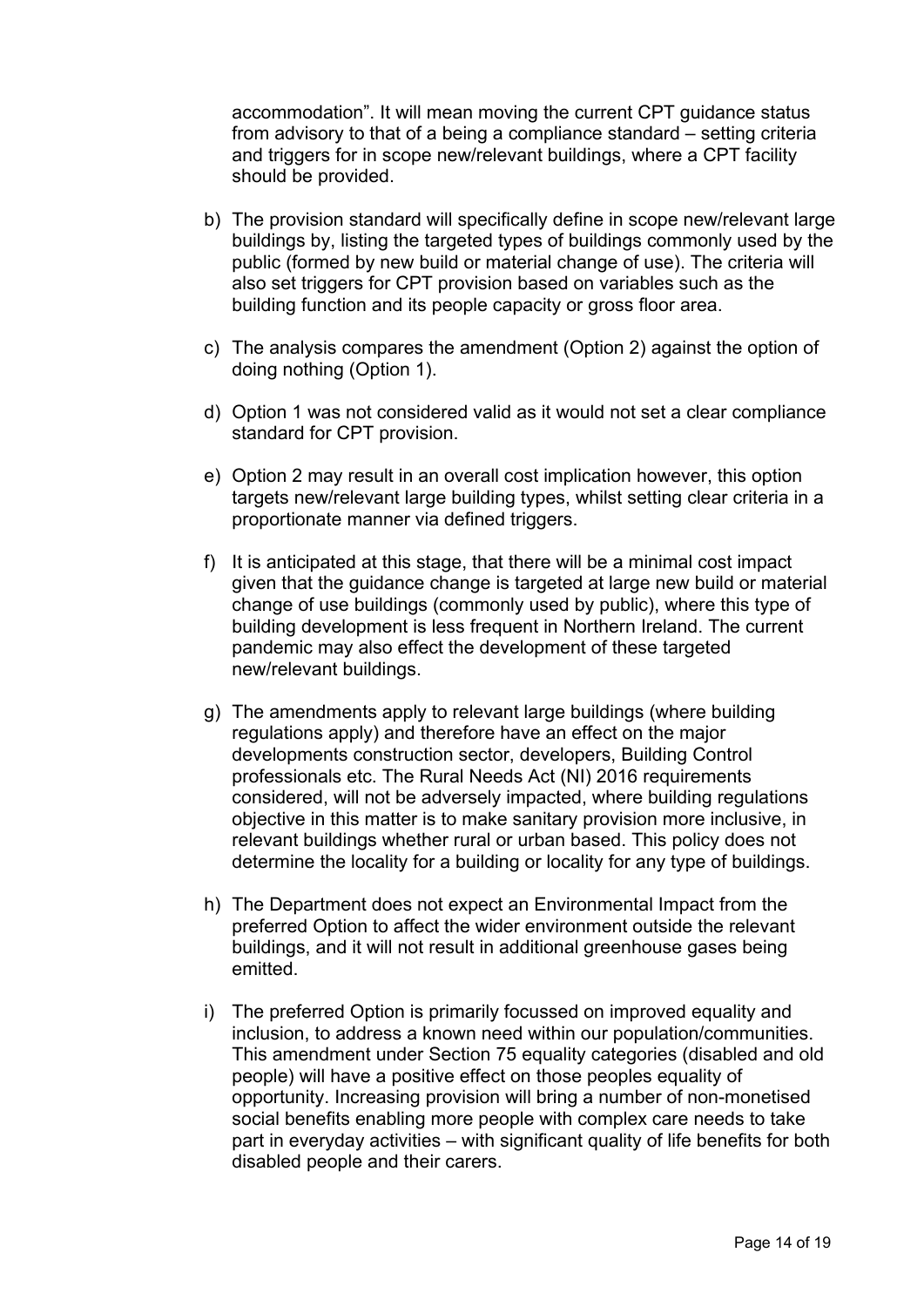accommodation". It will mean moving the current CPT guidance status from advisory to that of a being a compliance standard – setting criteria and triggers for in scope new/relevant buildings, where a CPT facility should be provided.

b) The provision standard will specifically define in scope new/relevant large buildings by, listing the targeted types of buildings commonly used by the public (formed by new build or material change of use). The criteria will also set triggers for CPT provision based on variables such as the building function and its people capacity or gross floor area.

c) The analysis compares the amendment (Option 2) against the option of doing nothing (Option 1).

d) Option 1 was not considered valid as it would not set a clear compliance standard for CPT provision.

e) Option 2 may result in an overall cost implication however, this option targets new/relevant large building types, whilst setting clear criteria in a proportionate manner via defined triggers.

f) It is anticipated at this stage, that there will be a minimal cost impact given that the guidance change is targeted at large new build or material change of use buildings (commonly used by public), where this type of building development is less frequent in Northern Ireland. The current pandemic may also effect the development of these targeted new/relevant buildings.

g) The amendments apply to relevant large buildings (where building regulations apply) and therefore have an effect on the major developments construction sector, developers, Building Control professionals etc. The Rural Needs Act (NI) 2016 requirements considered, will not be adversely impacted, where building regulations objective in this matter is to make sanitary provision more inclusive, in relevant buildings whether rural or urban based. This policy does not determine the locality for a building or locality for any type of buildings.

h) The Department does not expect an Environmental Impact from the preferred Option to affect the wider environment outside the relevant buildings, and it will not result in additional greenhouse gases being emitted.

i) The preferred Option is primarily focussed on improved equality and inclusion, to address a known need within our population/communities. This amendment under Section 75 equality categories (disabled and old people) will have a positive effect on those peoples equality of opportunity. Increasing provision will bring a number of non-monetised social benefits enabling more people with complex care needs to take part in everyday activities – with significant quality of life benefits for both disabled people and their carers.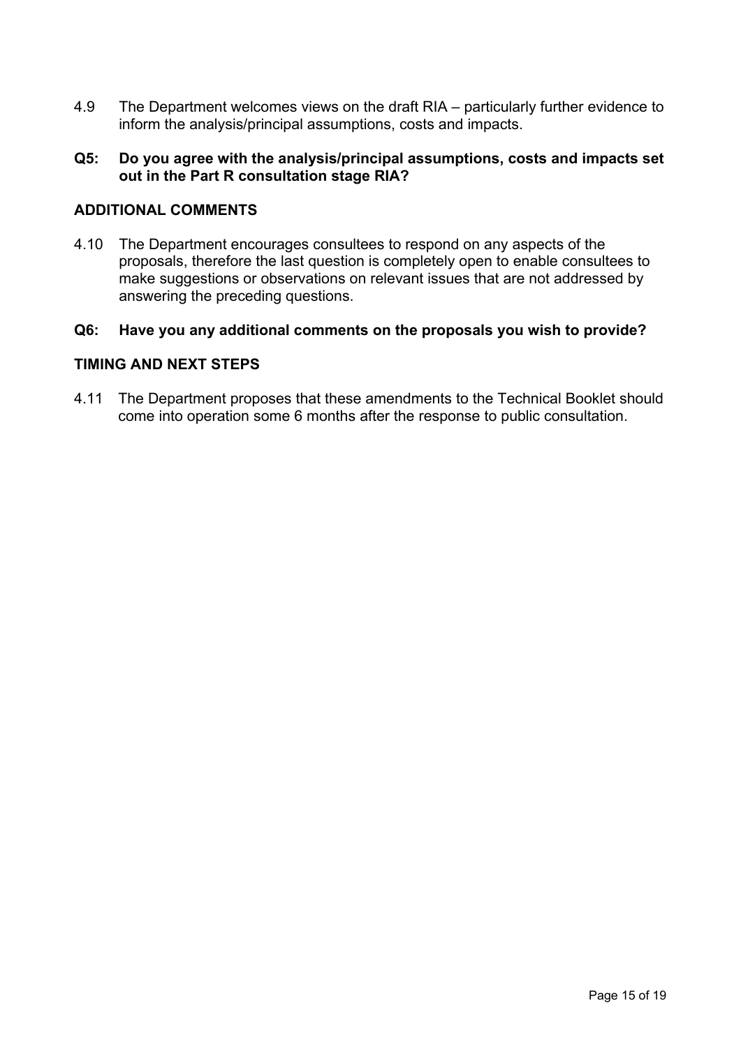4.9 The Department welcomes views on the draft RIA – particularly further evidence to inform the analysis/principal assumptions, costs and impacts.

**Q5: Do you agree with the analysis/principal assumptions, costs and impacts set out in the Part R consultation stage RIA?**

## ADDITIONAL COMMENTS

4.10 The Department encourages consultees to respond on any aspects of the proposals, therefore the last question is completely open to enable consultees to make suggestions or observations on relevant issues that are not addressed by answering the preceding questions.

**Q6: Have you any additional comments on the proposals you wish to provide?**

## TIMING AND NEXT STEPS

4.11 The Department proposes that these amendments to the Technical Booklet should come into operation some 6 months after the response to public consultation.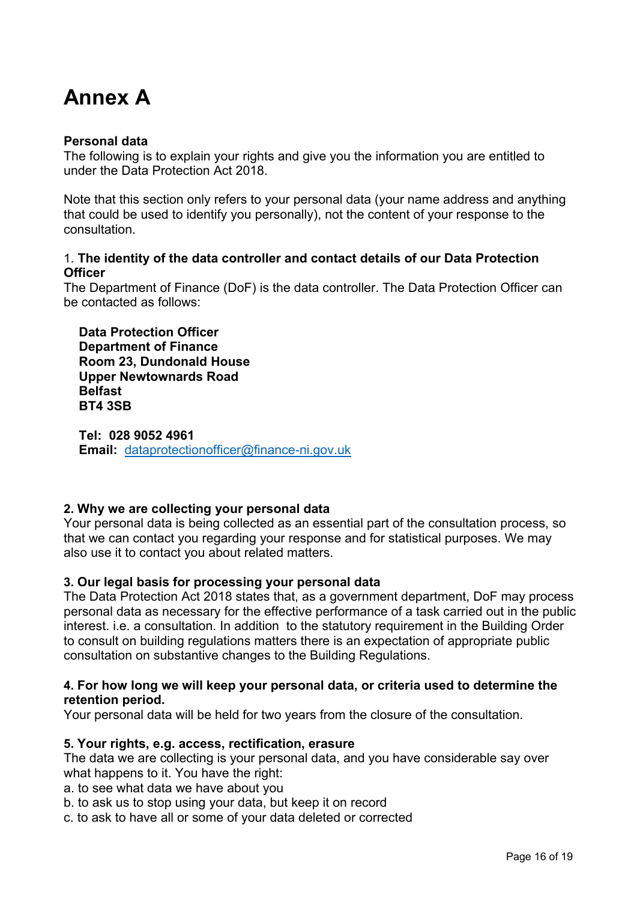# Annex A

**Personal data**
The following is to explain your rights and give you the information you are entitled to under the Data Protection Act 2018.

Note that this section only refers to your personal data (your name address and anything that could be used to identify you personally), not the content of your response to the consultation.

1. **The identity of the data controller and contact details of our Data Protection Officer**
The Department of Finance (DoF) is the data controller. The Data Protection Officer can be contacted as follows:

**Data Protection Officer**
**Department of Finance**
**Room 23, Dundonald House**
**Upper Newtownards Road**
**Belfast**
**BT4 3SB**

**Tel:** **028 9052 4961**
**Email:** dataprotectionofficer@finance-ni.gov.uk

**2. Why we are collecting your personal data**
Your personal data is being collected as an essential part of the consultation process, so that we can contact you regarding your response and for statistical purposes. We may also use it to contact you about related matters.

**3. Our legal basis for processing your personal data**
The Data Protection Act 2018 states that, as a government department, DoF may process personal data as necessary for the effective performance of a task carried out in the public interest. i.e. a consultation. In addition to the statutory requirement in the Building Order to consult on building regulations matters there is an expectation of appropriate public consultation on substantive changes to the Building Regulations.

**4. For how long we will keep your personal data, or criteria used to determine the retention period.**
Your personal data will be held for two years from the closure of the consultation.

**5. Your rights, e.g. access, rectification, erasure**
The data we are collecting is your personal data, and you have considerable say over what happens to it. You have the right:
a. to see what data we have about you
b. to ask us to stop using your data, but keep it on record
c. to ask to have all or some of your data deleted or corrected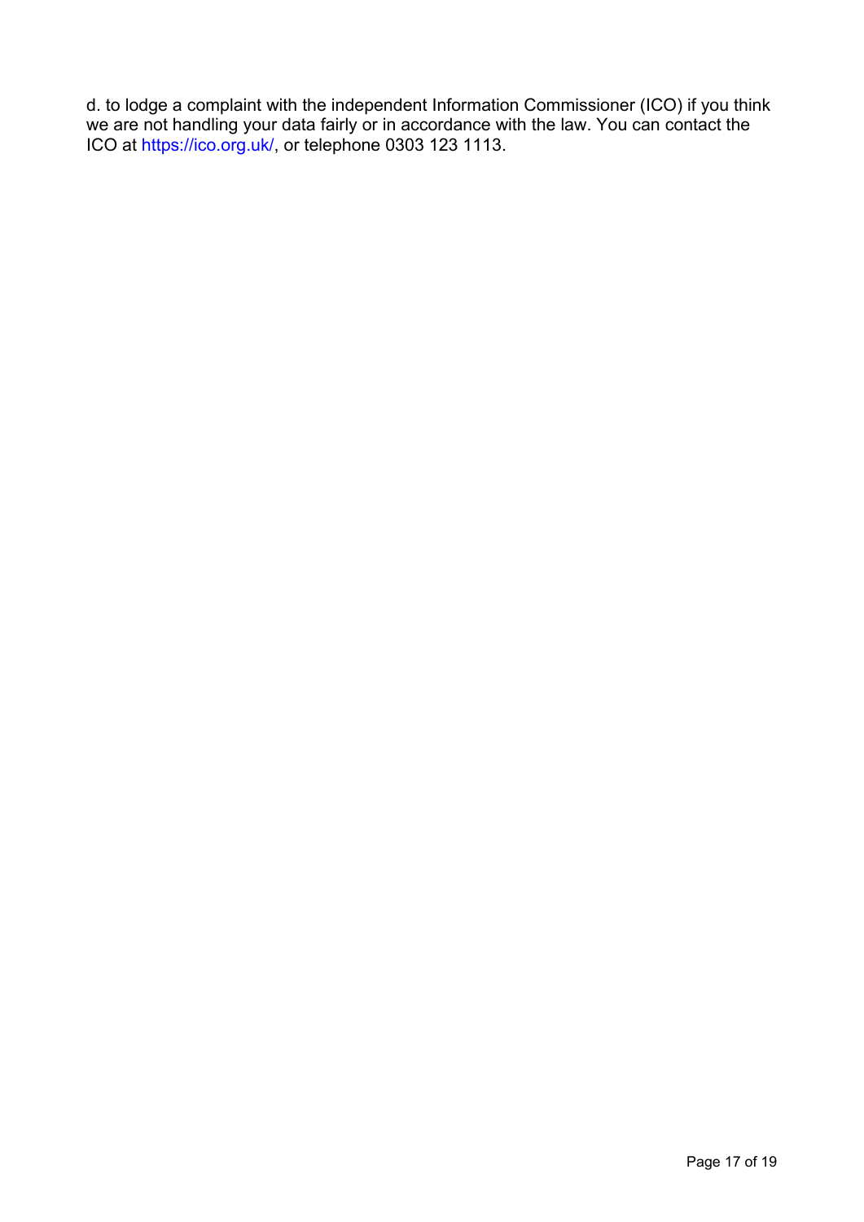d. to lodge a complaint with the independent Information Commissioner (ICO) if you think we are not handling your data fairly or in accordance with the law. You can contact the ICO at https://ico.org.uk/, or telephone 0303 123 1113.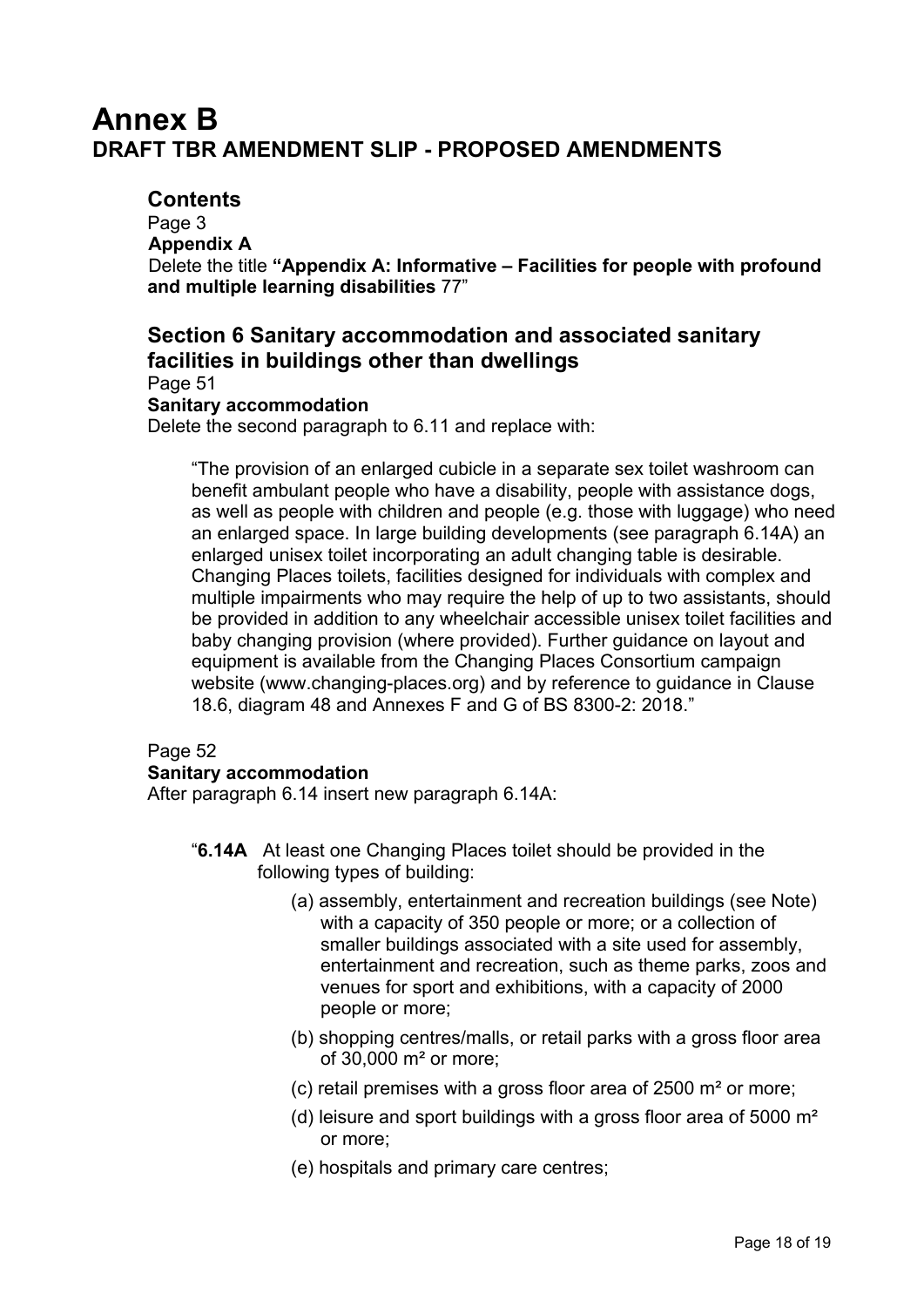# Annex B

## DRAFT TBR AMENDMENT SLIP - PROPOSED AMENDMENTS

### Contents

Page 3

**Appendix A**

Delete the title **"Appendix A: Informative – Facilities for people with profound and multiple learning disabilities** 77"

### Section 6 Sanitary accommodation and associated sanitary facilities in buildings other than dwellings

Page 51

**Sanitary accommodation**

Delete the second paragraph to 6.11 and replace with:

> "The provision of an enlarged cubicle in a separate sex toilet washroom can benefit ambulant people who have a disability, people with assistance dogs, as well as people with children and people (e.g. those with luggage) who need an enlarged space. In large building developments (see paragraph 6.14A) an enlarged unisex toilet incorporating an adult changing table is desirable. Changing Places toilets, facilities designed for individuals with complex and multiple impairments who may require the help of up to two assistants, should be provided in addition to any wheelchair accessible unisex toilet facilities and baby changing provision (where provided). Further guidance on layout and equipment is available from the Changing Places Consortium campaign website (www.changing-places.org) and by reference to guidance in Clause 18.6, diagram 48 and Annexes F and G of BS 8300-2: 2018."

Page 52

**Sanitary accommodation**

After paragraph 6.14 insert new paragraph 6.14A:

"**6.14A** At least one Changing Places toilet should be provided in the following types of building:

(a) assembly, entertainment and recreation buildings (see Note) with a capacity of 350 people or more; or a collection of smaller buildings associated with a site used for assembly, entertainment and recreation, such as theme parks, zoos and venues for sport and exhibitions, with a capacity of 2000 people or more;

(b) shopping centres/malls, or retail parks with a gross floor area of 30,000 m² or more;

(c) retail premises with a gross floor area of 2500 m² or more;

(d) leisure and sport buildings with a gross floor area of 5000 m² or more;

(e) hospitals and primary care centres;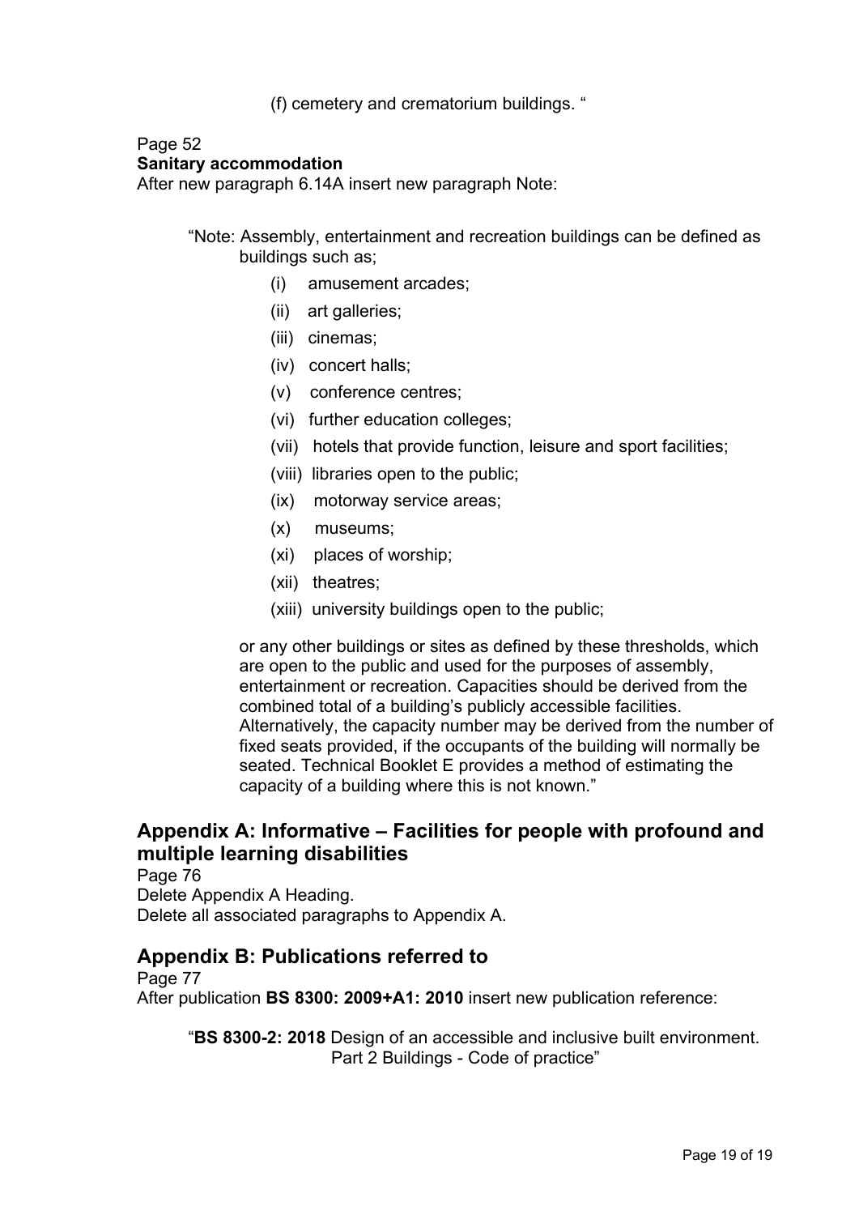(f) cemetery and crematorium buildings. "

Page 52

**Sanitary accommodation**

After new paragraph 6.14A insert new paragraph Note:

"Note: Assembly, entertainment and recreation buildings can be defined as buildings such as;

(i) amusement arcades;

(ii) art galleries;

(iii) cinemas;

(iv) concert halls;

(v) conference centres;

(vi) further education colleges;

(vii) hotels that provide function, leisure and sport facilities;

(viii) libraries open to the public;

(ix) motorway service areas;

(x) museums;

(xi) places of worship;

(xii) theatres;

(xiii) university buildings open to the public;

or any other buildings or sites as defined by these thresholds, which are open to the public and used for the purposes of assembly, entertainment or recreation. Capacities should be derived from the combined total of a building's publicly accessible facilities. Alternatively, the capacity number may be derived from the number of fixed seats provided, if the occupants of the building will normally be seated. Technical Booklet E provides a method of estimating the capacity of a building where this is not known."

## Appendix A: Informative – Facilities for people with profound and multiple learning disabilities

Page 76

Delete Appendix A Heading.

Delete all associated paragraphs to Appendix A.

## Appendix B: Publications referred to

Page 77

After publication **BS 8300: 2009+A1: 2010** insert new publication reference:

"**BS 8300-2: 2018** Design of an accessible and inclusive built environment. Part 2 Buildings - Code of practice"